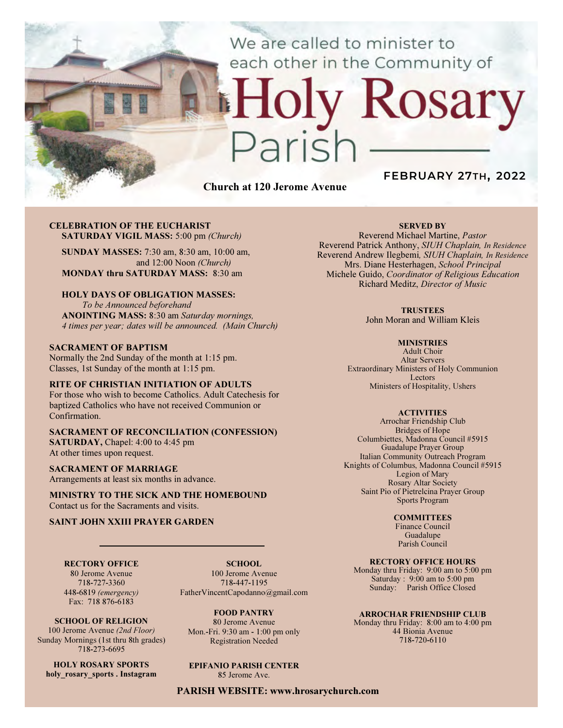We are called to minister to each other in the Community of

# Holy Rosary Parish

**Church at 120 Jerome Avenue**

**FEBRUARY 27TH, 2022**

**CELEBRATION OF THE EUCHARIST**
**SATURDAY VIGIL MASS:** 5:00 pm *(Church)*

**SUNDAY MASSES:** 7:30 am, 8:30 am, 10:00 am, and 12:00 Noon *(Church)*
**MONDAY thru SATURDAY MASS:** 8:30 am

**HOLY DAYS OF OBLIGATION MASSES:**
*To be Announced beforehand*
**ANOINTING MASS:** 8:30 am *Saturday mornings, 4 times per year; dates will be announced. (Main Church)*

**SACRAMENT OF BAPTISM**
Normally the 2nd Sunday of the month at 1:15 pm.
Classes, 1st Sunday of the month at 1:15 pm.

**RITE OF CHRISTIAN INITIATION OF ADULTS**
For those who wish to become Catholics. Adult Catechesis for baptized Catholics who have not received Communion or Confirmation.

**SACRAMENT OF RECONCILIATION (CONFESSION)**
**SATURDAY,** Chapel: 4:00 to 4:45 pm
At other times upon request.

**SACRAMENT OF MARRIAGE**
Arrangements at least six months in advance.

**MINISTRY TO THE SICK AND THE HOMEBOUND**
Contact us for the Sacraments and visits.

**SAINT JOHN XXIII PRAYER GARDEN**

---

**RECTORY OFFICE**
80 Jerome Avenue
718-727-3360
448-6819 *(emergency)*
Fax: 718 876-6183

**SCHOOL OF RELIGION**
100 Jerome Avenue *(2nd Floor)*
Sunday Mornings (1st thru 8th grades)
718-273-6695

**HOLY ROSARY SPORTS**
**holy_rosary_sports . Instagram**

**SCHOOL**
100 Jerome Avenue
718-447-1195
FatherVincentCapodanno@gmail.com

**FOOD PANTRY**
80 Jerome Avenue
Mon.-Fri. 9:30 am - 1:00 pm only
Registration Needed

**EPIFANIO PARISH CENTER**
85 Jerome Ave.

**SERVED BY**
Reverend Michael Martine, *Pastor*
Reverend Patrick Anthony, *SIUH Chaplain, In Residence*
Reverend Andrew Ilegbemi, *SIUH Chaplain, In Residence*
Mrs. Diane Hesterhagen, *School Principal*
Michele Guido, *Coordinator of Religious Education*
Richard Meditz, *Director of Music*

**TRUSTEES**
John Moran and William Kleis

**MINISTRIES**
Adult Choir
Altar Servers
Extraordinary Ministers of Holy Communion
Lectors
Ministers of Hospitality, Ushers

**ACTIVITIES**
Arrochar Friendship Club
Bridges of Hope
Columbiettes, Madonna Council #5915
Guadalupe Prayer Group
Italian Community Outreach Program
Knights of Columbus, Madonna Council #5915
Legion of Mary
Rosary Altar Society
Saint Pio of Pietrelcina Prayer Group
Sports Program

**COMMITTEES**
Finance Council
Guadalupe
Parish Council

**RECTORY OFFICE HOURS**
Monday thru Friday: 9:00 am to 5:00 pm
Saturday : 9:00 am to 5:00 pm
Sunday: Parish Office Closed

**ARROCHAR FRIENDSHIP CLUB**
Monday thru Friday: 8:00 am to 4:00 pm
44 Bionia Avenue
718-720-6110

**PARISH WEBSITE: www.hrosarychurch.com**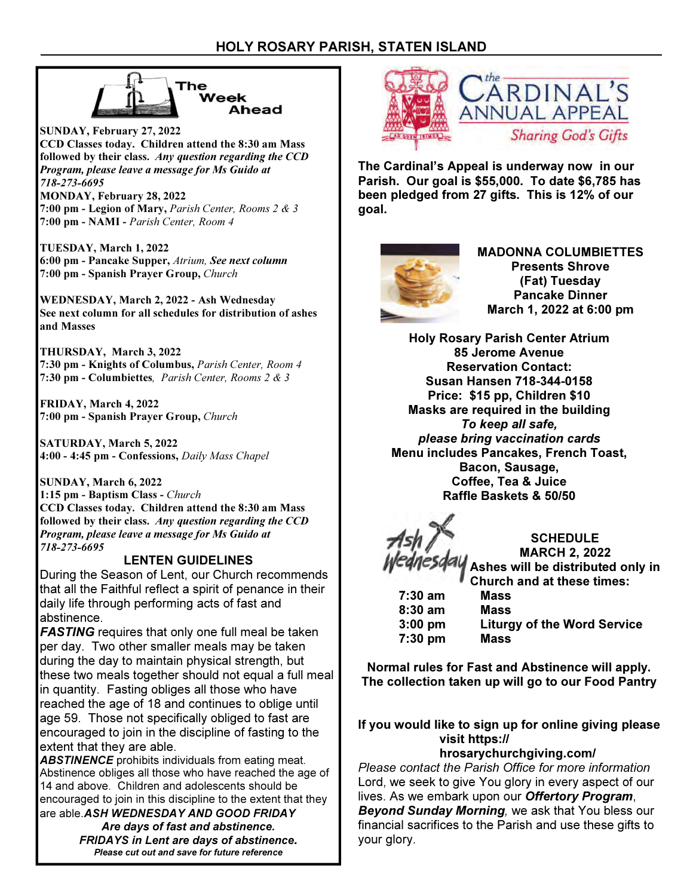## HOLY ROSARY PARISH, STATEN ISLAND

### The Week Ahead

**SUNDAY, February 27, 2022**
**CCD Classes today. Children attend the 8:30 am Mass followed by their class.** ***Any question regarding the CCD Program, please leave a message for Ms Guido at 718-273-6695***

**MONDAY, February 28, 2022**
**7:00 pm - Legion of Mary,** *Parish Center, Rooms 2 & 3*
**7:00 pm - NAMI -** *Parish Center, Room 4*

**TUESDAY, March 1, 2022**
**6:00 pm - Pancake Supper,** *Atrium,* ***See next column***
**7:00 pm - Spanish Prayer Group,** *Church*

**WEDNESDAY, March 2, 2022 - Ash Wednesday**
**See next column for all schedules for distribution of ashes and Masses**

**THURSDAY, March 3, 2022**
**7:30 pm - Knights of Columbus,** *Parish Center, Room 4*
**7:30 pm - Columbiettes**, *Parish Center, Rooms 2 & 3*

**FRIDAY, March 4, 2022**
**7:00 pm - Spanish Prayer Group,** *Church*

**SATURDAY, March 5, 2022**
**4:00 - 4:45 pm - Confessions,** *Daily Mass Chapel*

**SUNDAY, March 6, 2022**
**1:15 pm - Baptism Class -** *Church*
**CCD Classes today. Children attend the 8:30 am Mass followed by their class.** ***Any question regarding the CCD Program, please leave a message for Ms Guido at 718-273-6695***

### LENTEN GUIDELINES

During the Season of Lent, our Church recommends that all the Faithful reflect a spirit of penance in their daily life through performing acts of fast and abstinence.

***FASTING*** requires that only one full meal be taken per day. Two other smaller meals may be taken during the day to maintain physical strength, but these two meals together should not equal a full meal in quantity. Fasting obliges all those who have reached the age of 18 and continues to oblige until age 59. Those not specifically obliged to fast are encouraged to join in the discipline of fasting to the extent that they are able.

***ABSTINENCE*** prohibits individuals from eating meat. Abstinence obliges all those who have reached the age of 14 and above. Children and adolescents should be encouraged to join in this discipline to the extent that they are able. ***ASH WEDNESDAY AND GOOD FRIDAY Are days of fast and abstinence.***
***FRIDAYS in Lent are days of abstinence.***
***Please cut out and save for future reference***

### The Cardinal's Annual Appeal
*Sharing God's Gifts*

**The Cardinal's Appeal is underway now in our Parish. Our goal is $55,000. To date $6,785 has been pledged from 27 gifts. This is 12% of our goal.**

### MADONNA COLUMBIETTES Presents Shrove (Fat) Tuesday Pancake Dinner
**March 1, 2022 at 6:00 pm**

**Holy Rosary Parish Center Atrium**
**85 Jerome Avenue**
**Reservation Contact:**
**Susan Hansen 718-344-0158**
**Price: $15 pp, Children $10**
**Masks are required in the building**
***To keep all safe, please bring vaccination cards***
**Menu includes Pancakes, French Toast, Bacon, Sausage, Coffee, Tea & Juice**
**Raffle Baskets & 50/50**

### Ash Wednesday

**SCHEDULE**
**MARCH 2, 2022**
**Ashes will be distributed only in Church and at these times:**

| | |
|---|---|
| 7:30 am | Mass |
| 8:30 am | Mass |
| 3:00 pm | Liturgy of the Word Service |
| 7:30 pm | Mass |

**Normal rules for Fast and Abstinence will apply. The collection taken up will go to our Food Pantry**

**If you would like to sign up for online giving please visit https:// hrosarychurchgiving.com/**
*Please contact the Parish Office for more information*

Lord, we seek to give You glory in every aspect of our lives. As we embark upon our ***Offertory Program***, ***Beyond Sunday Morning****,* we ask that You bless our financial sacrifices to the Parish and use these gifts to your glory.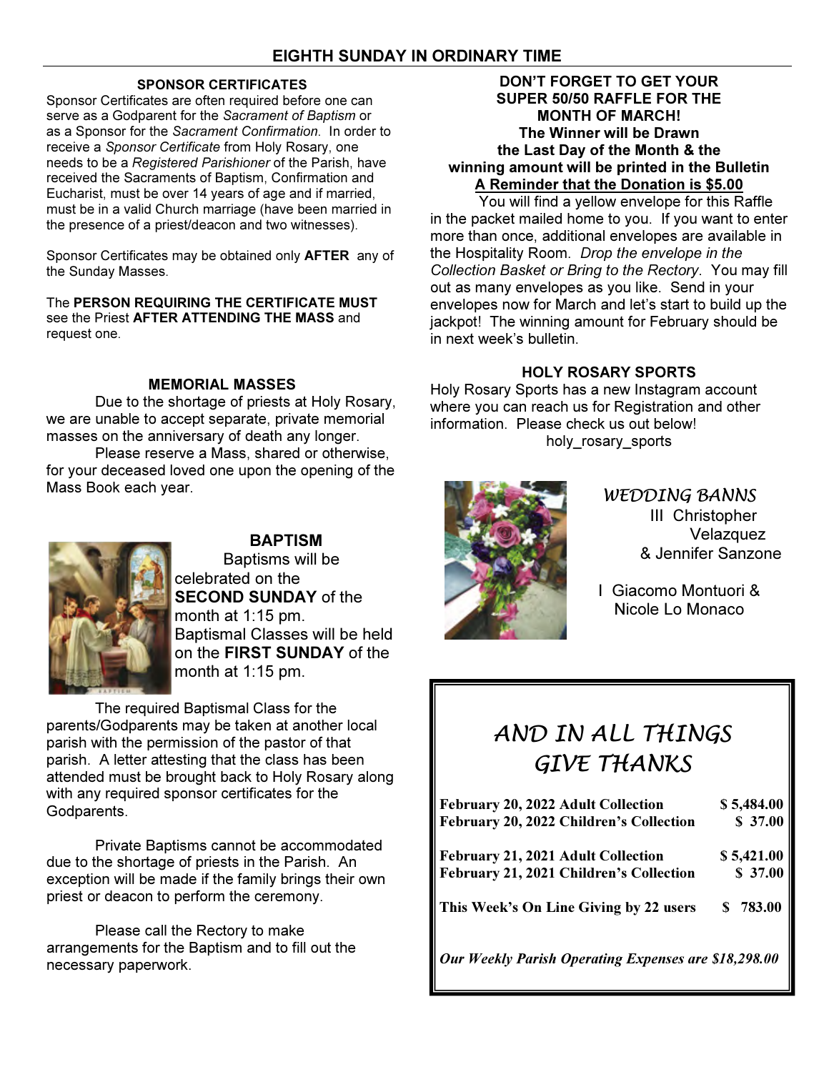## EIGHTH SUNDAY IN ORDINARY TIME

### SPONSOR CERTIFICATES

Sponsor Certificates are often required before one can serve as a Godparent for the *Sacrament of Baptism* or as a Sponsor for the *Sacrament Confirmation.* In order to receive a *Sponsor Certificate* from Holy Rosary, one needs to be a *Registered Parishioner* of the Parish, have received the Sacraments of Baptism, Confirmation and Eucharist, must be over 14 years of age and if married, must be in a valid Church marriage (have been married in the presence of a priest/deacon and two witnesses).

Sponsor Certificates may be obtained only **AFTER** any of the Sunday Masses.

The **PERSON REQUIRING THE CERTIFICATE MUST** see the Priest **AFTER ATTENDING THE MASS** and request one.

### MEMORIAL MASSES

Due to the shortage of priests at Holy Rosary, we are unable to accept separate, private memorial masses on the anniversary of death any longer.

Please reserve a Mass, shared or otherwise, for your deceased loved one upon the opening of the Mass Book each year.

### BAPTISM

Baptisms will be celebrated on the **SECOND SUNDAY** of the month at 1:15 pm. Baptismal Classes will be held on the **FIRST SUNDAY** of the month at 1:15 pm.

The required Baptismal Class for the parents/Godparents may be taken at another local parish with the permission of the pastor of that parish. A letter attesting that the class has been attended must be brought back to Holy Rosary along with any required sponsor certificates for the Godparents.

Private Baptisms cannot be accommodated due to the shortage of priests in the Parish. An exception will be made if the family brings their own priest or deacon to perform the ceremony.

Please call the Rectory to make arrangements for the Baptism and to fill out the necessary paperwork.

### DON'T FORGET TO GET YOUR SUPER 50/50 RAFFLE FOR THE MONTH OF MARCH! The Winner will be Drawn the Last Day of the Month & the winning amount will be printed in the Bulletin

**A Reminder that the Donation is $5.00**

You will find a yellow envelope for this Raffle in the packet mailed home to you. If you want to enter more than once, additional envelopes are available in the Hospitality Room. *Drop the envelope in the Collection Basket or Bring to the Rectory*. You may fill out as many envelopes as you like. Send in your envelopes now for March and let's start to build up the jackpot! The winning amount for February should be in next week's bulletin.

### HOLY ROSARY SPORTS

Holy Rosary Sports has a new Instagram account where you can reach us for Registration and other information. Please check us out below!

holy_rosary_sports

### *WEDDING BANNS*

III Christopher Velazquez & Jennifer Sanzone

I Giacomo Montuori & Nicole Lo Monaco

### *AND IN ALL THINGS GIVE THANKS*

| | |
|---|---|
| **February 20, 2022 Adult Collection** | **$ 5,484.00** |
| **February 20, 2022 Children's Collection** | **$ 37.00** |
| **February 21, 2021 Adult Collection** | **$ 5,421.00** |
| **February 21, 2021 Children's Collection** | **$ 37.00** |
| **This Week's On Line Giving by 22 users** | **$ 783.00** |

***Our Weekly Parish Operating Expenses are $18,298.00***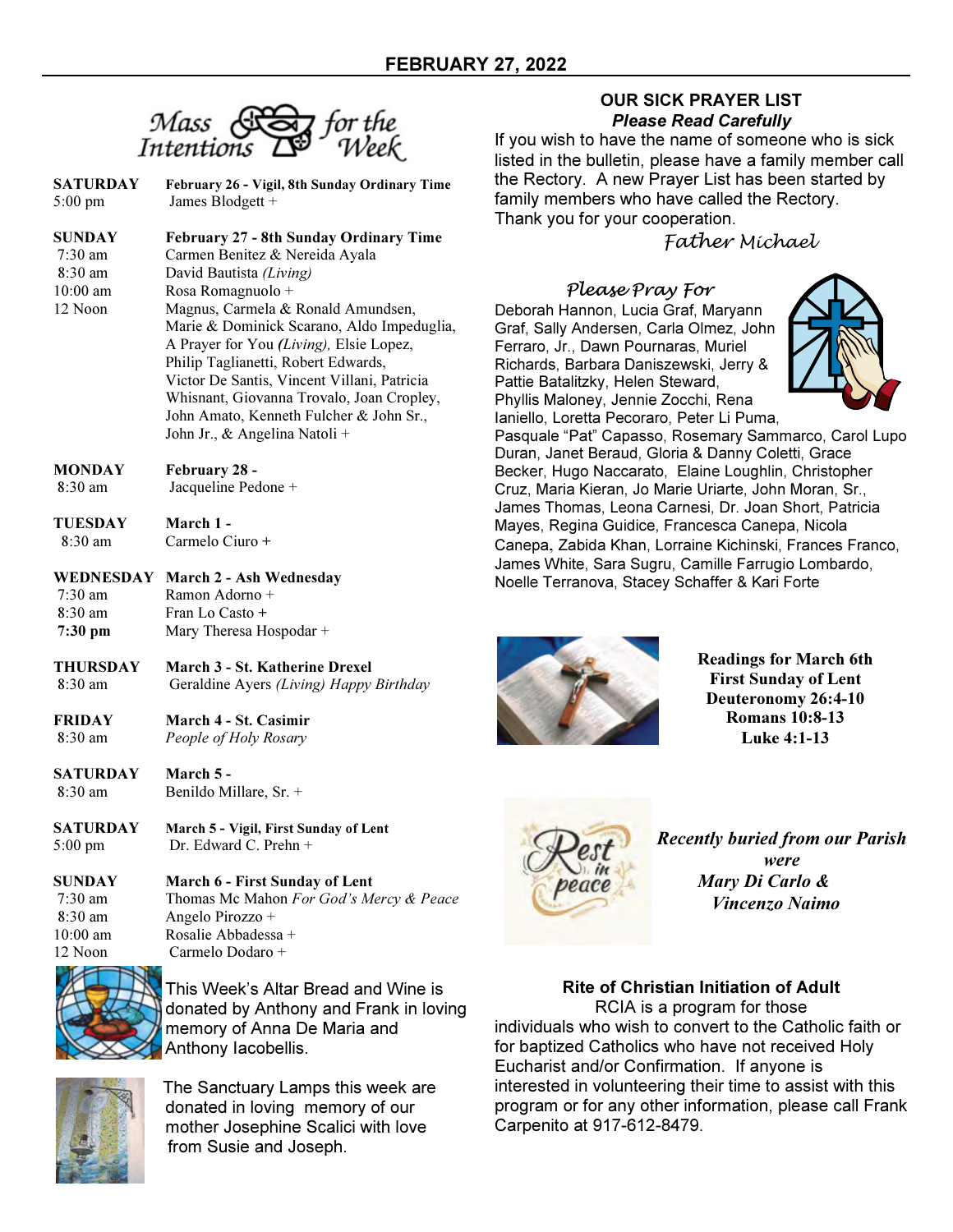FEBRUARY 27, 2022

## Mass Intentions for the Week

**SATURDAY** — **February 26 - Vigil, 8th Sunday Ordinary Time**
5:00 pm — James Blodgett +

**SUNDAY** — **February 27 - 8th Sunday Ordinary Time**
7:30 am — Carmen Benitez & Nereida Ayala
8:30 am — David Bautista *(Living)*
10:00 am — Rosa Romagnuolo +
12 Noon — Magnus, Carmela & Ronald Amundsen, Marie & Dominick Scarano, Aldo Impeduglia, A Prayer for You *(Living),* Elsie Lopez, Philip Taglianetti, Robert Edwards, Victor De Santis, Vincent Villani, Patricia Whisnant, Giovanna Trovalo, Joan Cropley, John Amato, Kenneth Fulcher & John Sr., John Jr., & Angelina Natoli +

**MONDAY** — **February 28 -**
8:30 am — Jacqueline Pedone +

**TUESDAY** — **March 1 -**
8:30 am — Carmelo Ciuro +

**WEDNESDAY** — **March 2 - Ash Wednesday**
7:30 am — Ramon Adorno +
8:30 am — Fran Lo Casto +
**7:30 pm** — Mary Theresa Hospodar +

**THURSDAY** — **March 3 - St. Katherine Drexel**
8:30 am — Geraldine Ayers *(Living) Happy Birthday*

**FRIDAY** — **March 4 - St. Casimir**
8:30 am — *People of Holy Rosary*

**SATURDAY** — **March 5 -**
8:30 am — Benildo Millare, Sr. +

**SATURDAY** — **March 5 - Vigil, First Sunday of Lent**
5:00 pm — Dr. Edward C. Prehn +

**SUNDAY** — **March 6 - First Sunday of Lent**
7:30 am — Thomas Mc Mahon *For God's Mercy & Peace*
8:30 am — Angelo Pirozzo +
10:00 am — Rosalie Abbadessa +
12 Noon — Carmelo Dodaro +

This Week's Altar Bread and Wine is donated by Anthony and Frank in loving memory of Anna De Maria and Anthony Iacobellis.

The Sanctuary Lamps this week are donated in loving memory of our mother Josephine Scalici with love from Susie and Joseph.

## OUR SICK PRAYER LIST
***Please Read Carefully***

If you wish to have the name of someone who is sick listed in the bulletin, please have a family member call the Rectory. A new Prayer List has been started by family members who have called the Rectory. Thank you for your cooperation.

*Father Michael*

### *Please Pray For*

Deborah Hannon, Lucia Graf, Maryann Graf, Sally Andersen, Carla Olmez, John Ferraro, Jr., Dawn Pournaras, Muriel Richards, Barbara Daniszewski, Jerry & Pattie Batalitzky, Helen Steward, Phyllis Maloney, Jennie Zocchi, Rena Ianiello, Loretta Pecoraro, Peter Li Puma, Pasquale "Pat" Capasso, Rosemary Sammarco, Carol Lupo Duran, Janet Beraud, Gloria & Danny Coletti, Grace Becker, Hugo Naccarato, Elaine Loughlin, Christopher Cruz, Maria Kieran, Jo Marie Uriarte, John Moran, Sr., James Thomas, Leona Carnesi, Dr. Joan Short, Patricia Mayes, Regina Guidice, Francesca Canepa, Nicola Canepa, Zabida Khan, Lorraine Kichinski, Frances Franco, James White, Sara Sugru, Camille Farrugio Lombardo, Noelle Terranova, Stacey Schaffer & Kari Forte

**Readings for March 6th**
**First Sunday of Lent**
**Deuteronomy 26:4-10**
**Romans 10:8-13**
**Luke 4:1-13**

***Recently buried from our Parish were***
***Mary Di Carlo &***
***Vincenzo Naimo***

### Rite of Christian Initiation of Adult

RCIA is a program for those individuals who wish to convert to the Catholic faith or for baptized Catholics who have not received Holy Eucharist and/or Confirmation. If anyone is interested in volunteering their time to assist with this program or for any other information, please call Frank Carpenito at 917-612-8479.